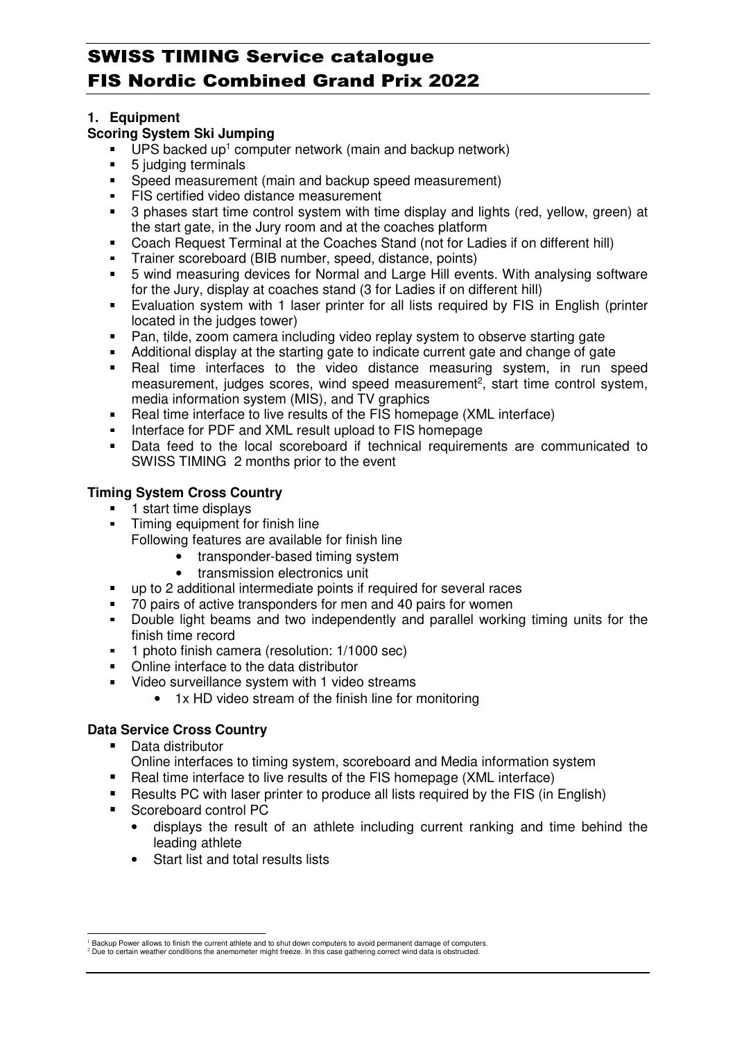# SWISS TIMING Service catalogue
# FIS Nordic Combined Grand Prix 2022

## 1. Equipment

### Scoring System Ski Jumping

- UPS backed up[1] computer network (main and backup network)
- 5 judging terminals
- Speed measurement (main and backup speed measurement)
- FIS certified video distance measurement
- 3 phases start time control system with time display and lights (red, yellow, green) at the start gate, in the Jury room and at the coaches platform
- Coach Request Terminal at the Coaches Stand (not for Ladies if on different hill)
- Trainer scoreboard (BIB number, speed, distance, points)
- 5 wind measuring devices for Normal and Large Hill events. With analysing software for the Jury, display at coaches stand (3 for Ladies if on different hill)
- Evaluation system with 1 laser printer for all lists required by FIS in English (printer located in the judges tower)
- Pan, tilde, zoom camera including video replay system to observe starting gate
- Additional display at the starting gate to indicate current gate and change of gate
- Real time interfaces to the video distance measuring system, in run speed measurement, judges scores, wind speed measurement[2], start time control system, media information system (MIS), and TV graphics
- Real time interface to live results of the FIS homepage (XML interface)
- Interface for PDF and XML result upload to FIS homepage
- Data feed to the local scoreboard if technical requirements are communicated to SWISS TIMING 2 months prior to the event

### Timing System Cross Country

- 1 start time displays
- Timing equipment for finish line
  Following features are available for finish line
  - transponder-based timing system
  - transmission electronics unit
- up to 2 additional intermediate points if required for several races
- 70 pairs of active transponders for men and 40 pairs for women
- Double light beams and two independently and parallel working timing units for the finish time record
- 1 photo finish camera (resolution: 1/1000 sec)
- Online interface to the data distributor
- Video surveillance system with 1 video streams
  - 1x HD video stream of the finish line for monitoring

### Data Service Cross Country

- Data distributor
  Online interfaces to timing system, scoreboard and Media information system
- Real time interface to live results of the FIS homepage (XML interface)
- Results PC with laser printer to produce all lists required by the FIS (in English)
- Scoreboard control PC
  - displays the result of an athlete including current ranking and time behind the leading athlete
  - Start list and total results lists

---

[1] Backup Power allows to finish the current athlete and to shut down computers to avoid permanent damage of computers.
[2] Due to certain weather conditions the anemometer might freeze. In this case gathering correct wind data is obstructed.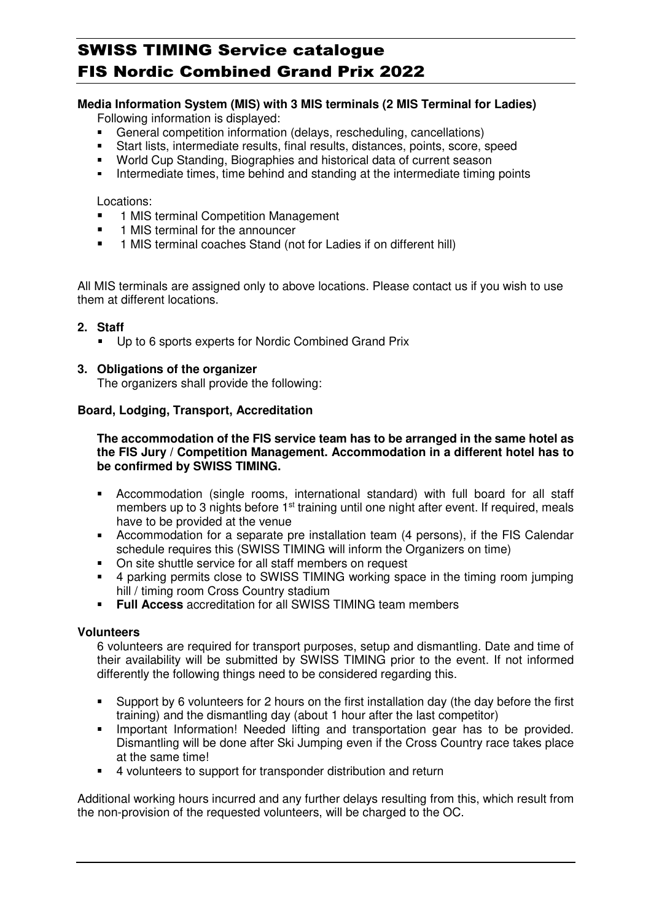**Media Information System (MIS) with 3 MIS terminals (2 MIS Terminal for Ladies)**

Following information is displayed:

- General competition information (delays, rescheduling, cancellations)
- Start lists, intermediate results, final results, distances, points, score, speed
- World Cup Standing, Biographies and historical data of current season
- Intermediate times, time behind and standing at the intermediate timing points

Locations:

- 1 MIS terminal Competition Management
- 1 MIS terminal for the announcer
- 1 MIS terminal coaches Stand (not for Ladies if on different hill)

All MIS terminals are assigned only to above locations. Please contact us if you wish to use them at different locations.

## 2. Staff

- Up to 6 sports experts for Nordic Combined Grand Prix

## 3. Obligations of the organizer

The organizers shall provide the following:

**Board, Lodging, Transport, Accreditation**

**The accommodation of the FIS service team has to be arranged in the same hotel as the FIS Jury / Competition Management. Accommodation in a different hotel has to be confirmed by SWISS TIMING.**

- Accommodation (single rooms, international standard) with full board for all staff members up to 3 nights before 1st training until one night after event. If required, meals have to be provided at the venue
- Accommodation for a separate pre installation team (4 persons), if the FIS Calendar schedule requires this (SWISS TIMING will inform the Organizers on time)
- On site shuttle service for all staff members on request
- 4 parking permits close to SWISS TIMING working space in the timing room jumping hill / timing room Cross Country stadium
- **Full Access** accreditation for all SWISS TIMING team members

**Volunteers**

6 volunteers are required for transport purposes, setup and dismantling. Date and time of their availability will be submitted by SWISS TIMING prior to the event. If not informed differently the following things need to be considered regarding this.

- Support by 6 volunteers for 2 hours on the first installation day (the day before the first training) and the dismantling day (about 1 hour after the last competitor)
- Important Information! Needed lifting and transportation gear has to be provided. Dismantling will be done after Ski Jumping even if the Cross Country race takes place at the same time!
- 4 volunteers to support for transponder distribution and return

Additional working hours incurred and any further delays resulting from this, which result from the non-provision of the requested volunteers, will be charged to the OC.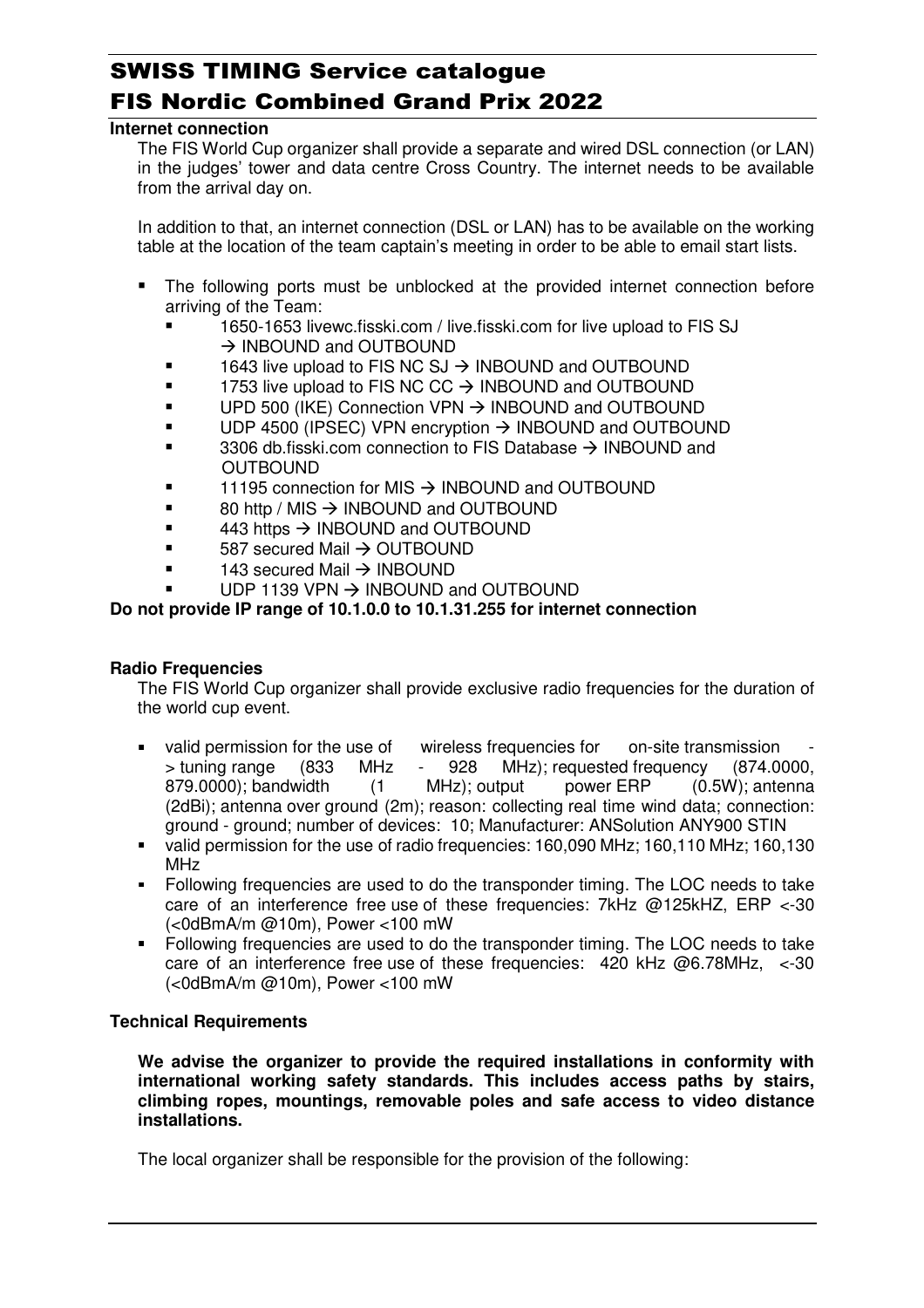## Internet connection

The FIS World Cup organizer shall provide a separate and wired DSL connection (or LAN) in the judges' tower and data centre Cross Country. The internet needs to be available from the arrival day on.

In addition to that, an internet connection (DSL or LAN) has to be available on the working table at the location of the team captain's meeting in order to be able to email start lists.

- The following ports must be unblocked at the provided internet connection before arriving of the Team:
  - 1650-1653 livewc.fisski.com / live.fisski.com for live upload to FIS SJ → INBOUND and OUTBOUND
  - 1643 live upload to FIS NC SJ → INBOUND and OUTBOUND
  - 1753 live upload to FIS NC CC → INBOUND and OUTBOUND
  - UPD 500 (IKE) Connection VPN → INBOUND and OUTBOUND
  - UDP 4500 (IPSEC) VPN encryption → INBOUND and OUTBOUND
  - 3306 db.fisski.com connection to FIS Database → INBOUND and OUTBOUND
  - 11195 connection for MIS → INBOUND and OUTBOUND
  - 80 http / MIS → INBOUND and OUTBOUND
  - 443 https → INBOUND and OUTBOUND
  - 587 secured Mail → OUTBOUND
  - 143 secured Mail → INBOUND
  - UDP 1139 VPN → INBOUND and OUTBOUND

**Do not provide IP range of 10.1.0.0 to 10.1.31.255 for internet connection**

## Radio Frequencies

The FIS World Cup organizer shall provide exclusive radio frequencies for the duration of the world cup event.

- valid permission for the use of wireless frequencies for on-site transmission -> tuning range (833 MHz - 928 MHz); requested frequency (874.0000, 879.0000); bandwidth (1 MHz); output power ERP (0.5W); antenna (2dBi); antenna over ground (2m); reason: collecting real time wind data; connection: ground - ground; number of devices: 10; Manufacturer: ANSolution ANY900 STIN
- valid permission for the use of radio frequencies: 160,090 MHz; 160,110 MHz; 160,130 MHz
- Following frequencies are used to do the transponder timing. The LOC needs to take care of an interference free use of these frequencies: 7kHz @125kHZ, ERP <-30 (<0dBmA/m @10m), Power <100 mW
- Following frequencies are used to do the transponder timing. The LOC needs to take care of an interference free use of these frequencies: 420 kHz @6.78MHz, <-30 (<0dBmA/m @10m), Power <100 mW

## Technical Requirements

**We advise the organizer to provide the required installations in conformity with international working safety standards. This includes access paths by stairs, climbing ropes, mountings, removable poles and safe access to video distance installations.**

The local organizer shall be responsible for the provision of the following: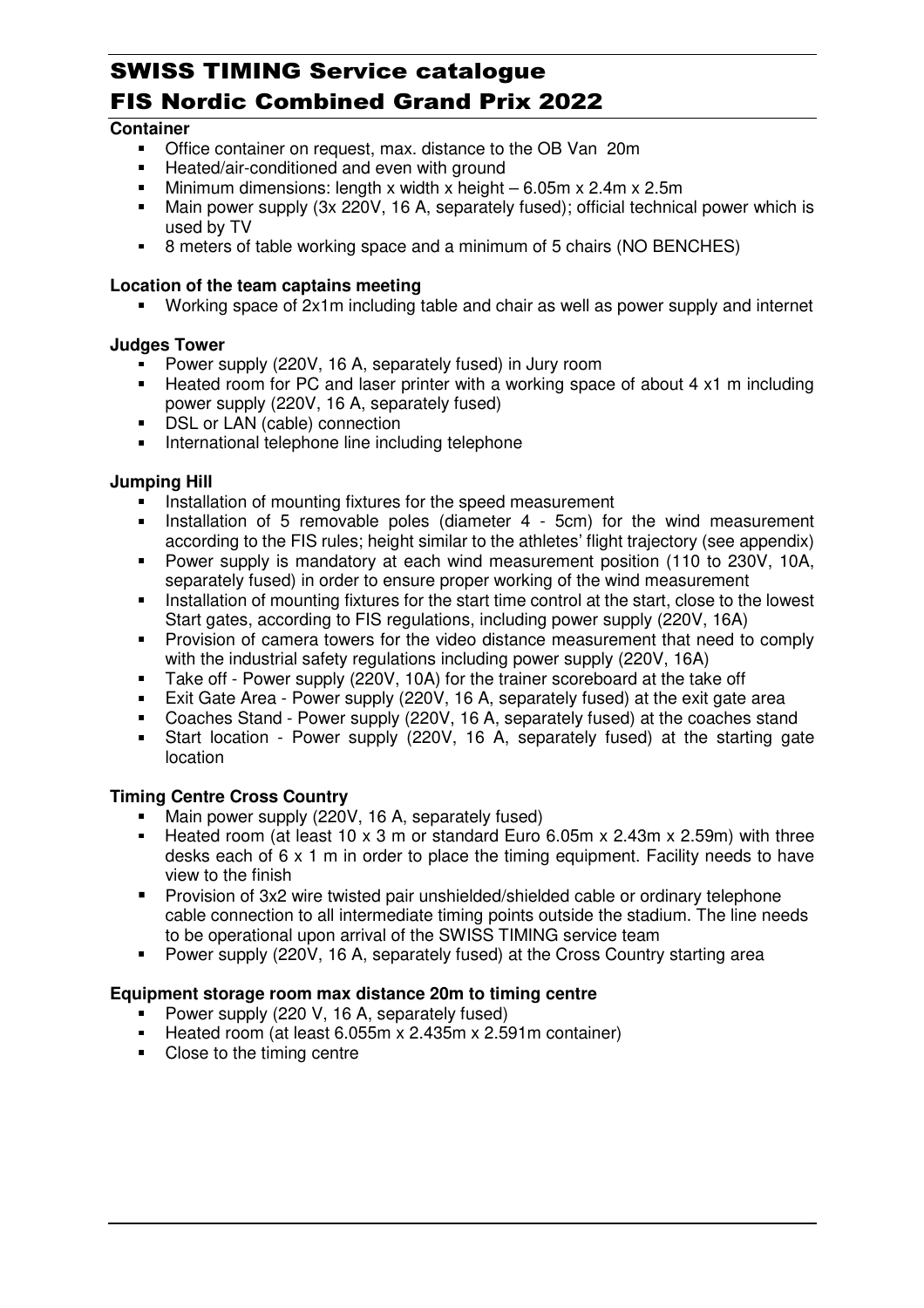# SWISS TIMING Service catalogue
# FIS Nordic Combined Grand Prix 2022

**Container**

- Office container on request, max. distance to the OB Van 20m
- Heated/air-conditioned and even with ground
- Minimum dimensions: length x width x height – 6.05m x 2.4m x 2.5m
- Main power supply (3x 220V, 16 A, separately fused); official technical power which is used by TV
- 8 meters of table working space and a minimum of 5 chairs (NO BENCHES)

**Location of the team captains meeting**

- Working space of 2x1m including table and chair as well as power supply and internet

**Judges Tower**

- Power supply (220V, 16 A, separately fused) in Jury room
- Heated room for PC and laser printer with a working space of about 4 x1 m including power supply (220V, 16 A, separately fused)
- DSL or LAN (cable) connection
- International telephone line including telephone

**Jumping Hill**

- Installation of mounting fixtures for the speed measurement
- Installation of 5 removable poles (diameter 4 - 5cm) for the wind measurement according to the FIS rules; height similar to the athletes' flight trajectory (see appendix)
- Power supply is mandatory at each wind measurement position (110 to 230V, 10A, separately fused) in order to ensure proper working of the wind measurement
- Installation of mounting fixtures for the start time control at the start, close to the lowest Start gates, according to FIS regulations, including power supply (220V, 16A)
- Provision of camera towers for the video distance measurement that need to comply with the industrial safety regulations including power supply (220V, 16A)
- Take off - Power supply (220V, 10A) for the trainer scoreboard at the take off
- Exit Gate Area - Power supply (220V, 16 A, separately fused) at the exit gate area
- Coaches Stand - Power supply (220V, 16 A, separately fused) at the coaches stand
- Start location - Power supply (220V, 16 A, separately fused) at the starting gate location

**Timing Centre Cross Country**

- Main power supply (220V, 16 A, separately fused)
- Heated room (at least 10 x 3 m or standard Euro 6.05m x 2.43m x 2.59m) with three desks each of 6 x 1 m in order to place the timing equipment. Facility needs to have view to the finish
- Provision of 3x2 wire twisted pair unshielded/shielded cable or ordinary telephone cable connection to all intermediate timing points outside the stadium. The line needs to be operational upon arrival of the SWISS TIMING service team
- Power supply (220V, 16 A, separately fused) at the Cross Country starting area

**Equipment storage room max distance 20m to timing centre**

- Power supply (220 V, 16 A, separately fused)
- Heated room (at least 6.055m x 2.435m x 2.591m container)
- Close to the timing centre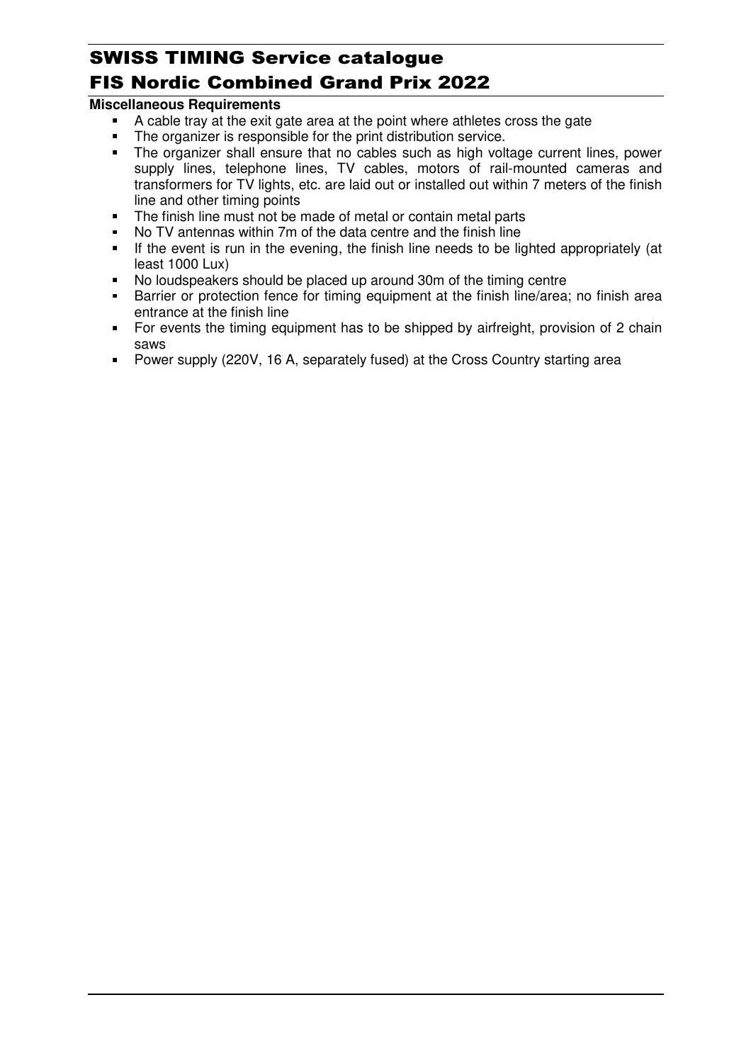**Miscellaneous Requirements**

- A cable tray at the exit gate area at the point where athletes cross the gate
- The organizer is responsible for the print distribution service.
- The organizer shall ensure that no cables such as high voltage current lines, power supply lines, telephone lines, TV cables, motors of rail-mounted cameras and transformers for TV lights, etc. are laid out or installed out within 7 meters of the finish line and other timing points
- The finish line must not be made of metal or contain metal parts
- No TV antennas within 7m of the data centre and the finish line
- If the event is run in the evening, the finish line needs to be lighted appropriately (at least 1000 Lux)
- No loudspeakers should be placed up around 30m of the timing centre
- Barrier or protection fence for timing equipment at the finish line/area; no finish area entrance at the finish line
- For events the timing equipment has to be shipped by airfreight, provision of 2 chain saws
- Power supply (220V, 16 A, separately fused) at the Cross Country starting area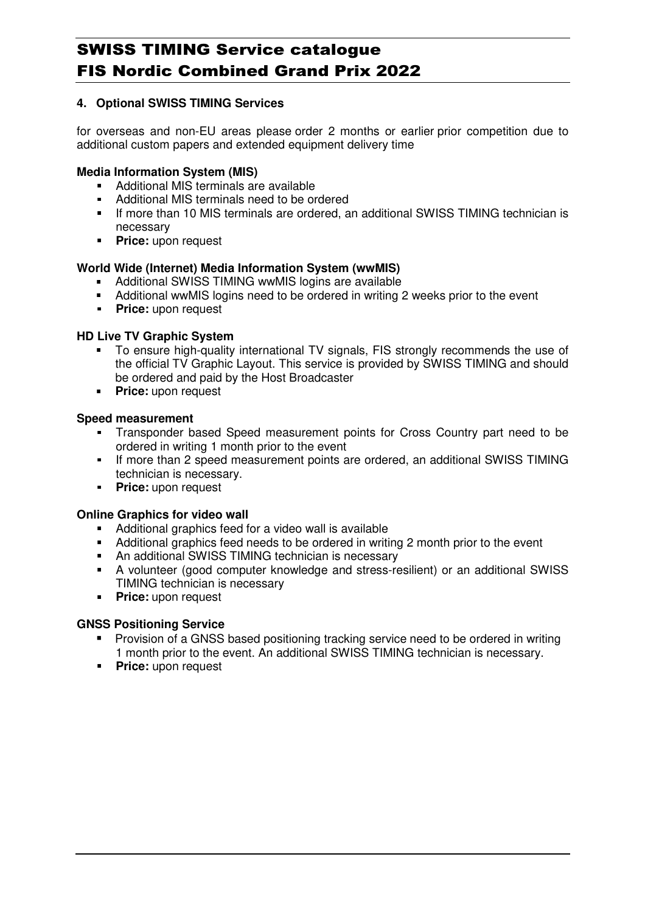## 4. Optional SWISS TIMING Services

for overseas and non-EU areas please order 2 months or earlier prior competition due to additional custom papers and extended equipment delivery time

**Media Information System (MIS)**

- Additional MIS terminals are available
- Additional MIS terminals need to be ordered
- If more than 10 MIS terminals are ordered, an additional SWISS TIMING technician is necessary
- **Price:** upon request

**World Wide (Internet) Media Information System (wwMIS)**

- Additional SWISS TIMING wwMIS logins are available
- Additional wwMIS logins need to be ordered in writing 2 weeks prior to the event
- **Price:** upon request

**HD Live TV Graphic System**

- To ensure high-quality international TV signals, FIS strongly recommends the use of the official TV Graphic Layout. This service is provided by SWISS TIMING and should be ordered and paid by the Host Broadcaster
- **Price:** upon request

**Speed measurement**

- Transponder based Speed measurement points for Cross Country part need to be ordered in writing 1 month prior to the event
- If more than 2 speed measurement points are ordered, an additional SWISS TIMING technician is necessary.
- **Price:** upon request

**Online Graphics for video wall**

- Additional graphics feed for a video wall is available
- Additional graphics feed needs to be ordered in writing 2 month prior to the event
- An additional SWISS TIMING technician is necessary
- A volunteer (good computer knowledge and stress-resilient) or an additional SWISS TIMING technician is necessary
- **Price:** upon request

**GNSS Positioning Service**

- Provision of a GNSS based positioning tracking service need to be ordered in writing 1 month prior to the event. An additional SWISS TIMING technician is necessary.
- **Price:** upon request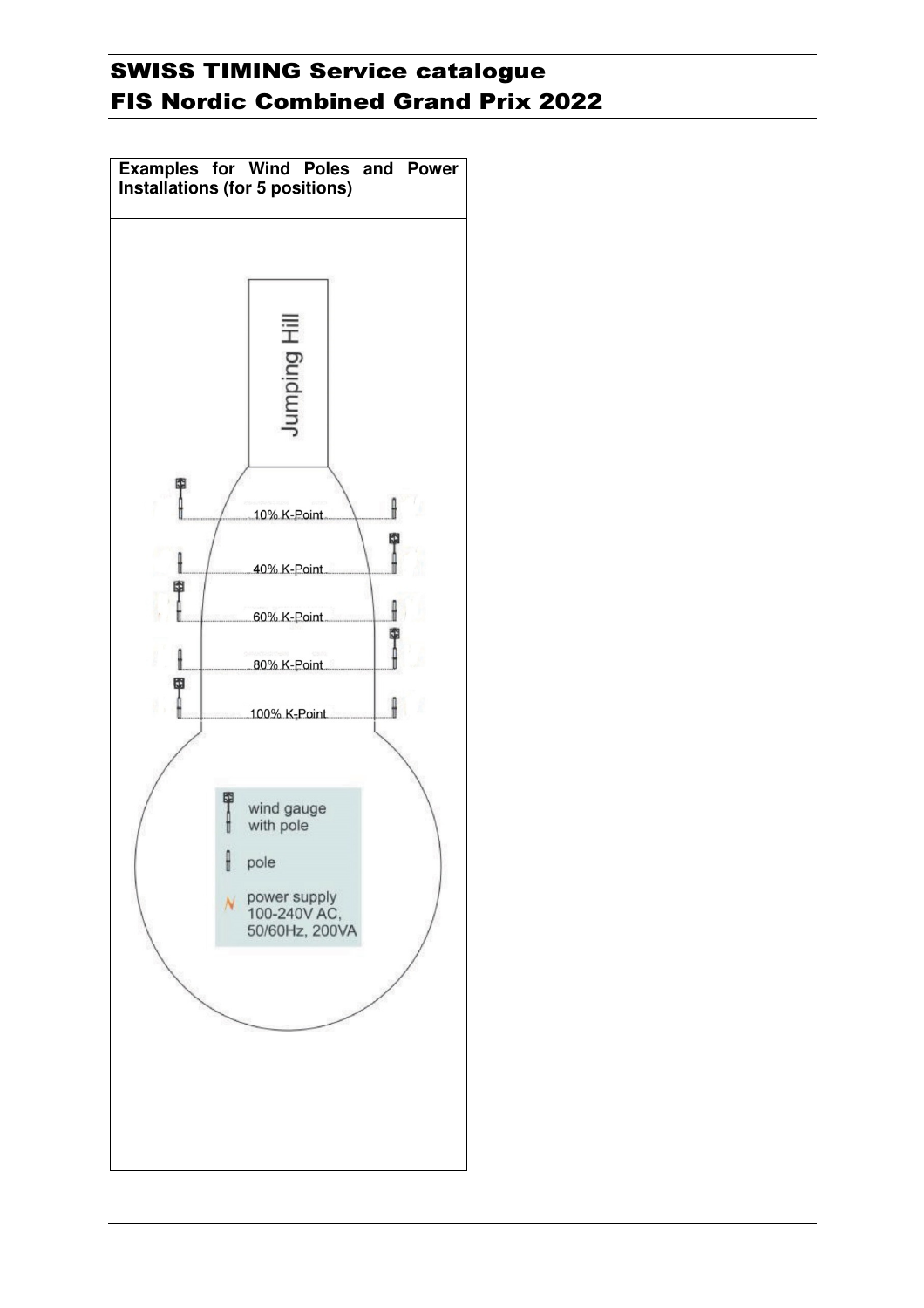**Examples for Wind Poles and Power Installations (for 5 positions)**

Jumping Hill

10% K-Point

40% K-Point

60% K-Point

80% K-Point

100% K-Point

wind gauge with pole

pole

power supply 100-240V AC, 50/60Hz, 200VA